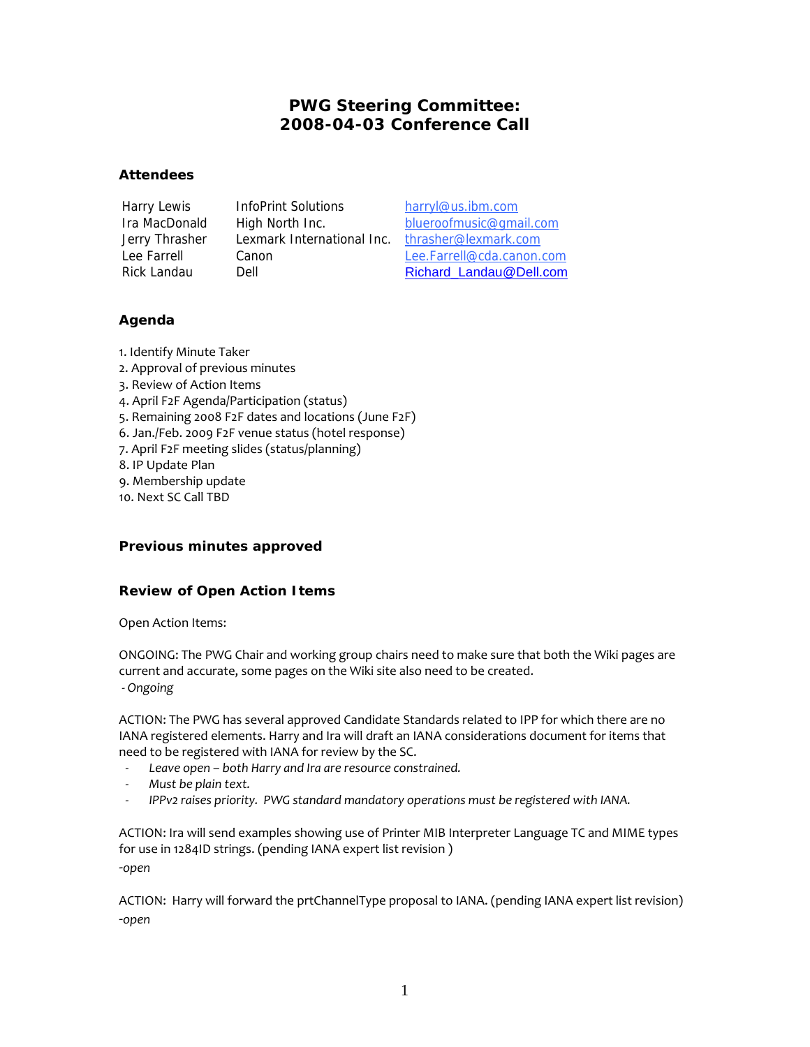# PWG Steering Committee: 2008-04-03 Conference Call

## Attendees

| | | |
|---|---|---|
| Harry Lewis | InfoPrint Solutions | harryl@us.ibm.com |
| Ira MacDonald | High North Inc. | blueroofmusic@gmail.com |
| Jerry Thrasher | Lexmark International Inc. | thrasher@lexmark.com |
| Lee Farrell | Canon | Lee.Farrell@cda.canon.com |
| Rick Landau | Dell | Richard_Landau@Dell.com |

## Agenda

1. Identify Minute Taker
2. Approval of previous minutes
3. Review of Action Items
4. April F2F Agenda/Participation (status)
5. Remaining 2008 F2F dates and locations (June F2F)
6. Jan./Feb. 2009 F2F venue status (hotel response)
7. April F2F meeting slides (status/planning)
8. IP Update Plan
9. Membership update
10. Next SC Call TBD

## Previous minutes approved

## Review of Open Action Items

Open Action Items:

ONGOING: The PWG Chair and working group chairs need to make sure that both the Wiki pages are current and accurate, some pages on the Wiki site also need to be created.
- *Ongoing*

ACTION: The PWG has several approved Candidate Standards related to IPP for which there are no IANA registered elements. Harry and Ira will draft an IANA considerations document for items that need to be registered with IANA for review by the SC.

- *Leave open – both Harry and Ira are resource constrained.*
- *Must be plain text.*
- *IPPv2 raises priority. PWG standard mandatory operations must be registered with IANA.*

ACTION: Ira will send examples showing use of Printer MIB Interpreter Language TC and MIME types for use in 1284ID strings. (pending IANA expert list revision )
*-open*

ACTION: Harry will forward the prtChannelType proposal to IANA. (pending IANA expert list revision)
*-open*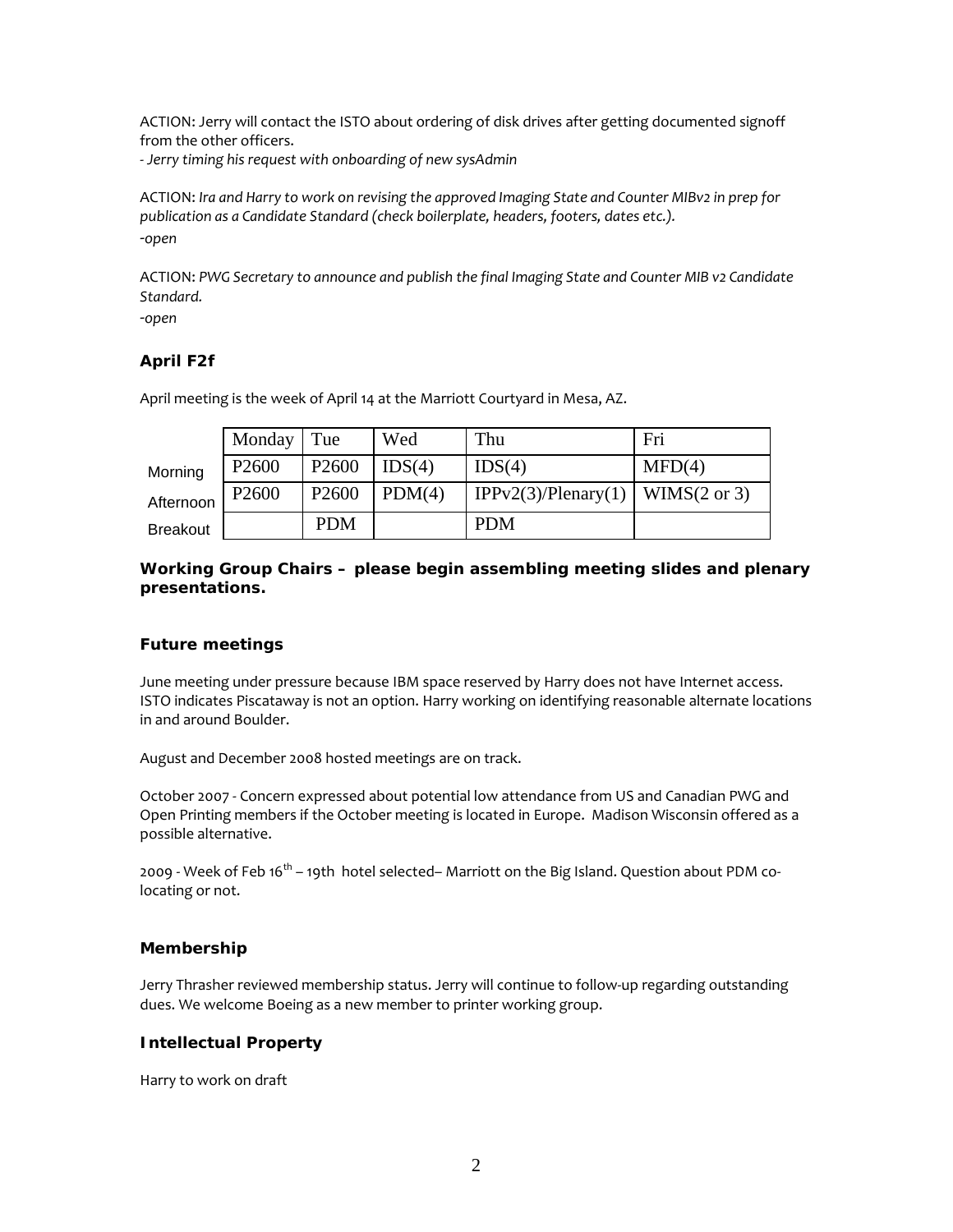ACTION: Jerry will contact the ISTO about ordering of disk drives after getting documented signoff from the other officers.
*- Jerry timing his request with onboarding of new sysAdmin*

ACTION: *Ira and Harry to work on revising the approved Imaging State and Counter MIBv2 in prep for publication as a Candidate Standard (check boilerplate, headers, footers, dates etc.).*
*-open*

ACTION: *PWG Secretary to announce and publish the final Imaging State and Counter MIB v2 Candidate Standard.*
*-open*

### April F2f

April meeting is the week of April 14 at the Marriott Courtyard in Mesa, AZ.

| | Monday | Tue | Wed | Thu | Fri |
|---|---|---|---|---|---|
| Morning | P2600 | P2600 | IDS(4) | IDS(4) | MFD(4) |
| Afternoon | P2600 | P2600 | PDM(4) | IPPv2(3)/Plenary(1) | WIMS(2 or 3) |
| Breakout | | PDM | | PDM | |

**Working Group Chairs – please begin assembling meeting slides and plenary presentations.**

### Future meetings

June meeting under pressure because IBM space reserved by Harry does not have Internet access. ISTO indicates Piscataway is not an option. Harry working on identifying reasonable alternate locations in and around Boulder.

August and December 2008 hosted meetings are on track.

October 2007 - Concern expressed about potential low attendance from US and Canadian PWG and Open Printing members if the October meeting is located in Europe. Madison Wisconsin offered as a possible alternative.

2009 - Week of Feb 16th – 19th hotel selected– Marriott on the Big Island. Question about PDM co-locating or not.

### Membership

Jerry Thrasher reviewed membership status. Jerry will continue to follow-up regarding outstanding dues. We welcome Boeing as a new member to printer working group.

### Intellectual Property

Harry to work on draft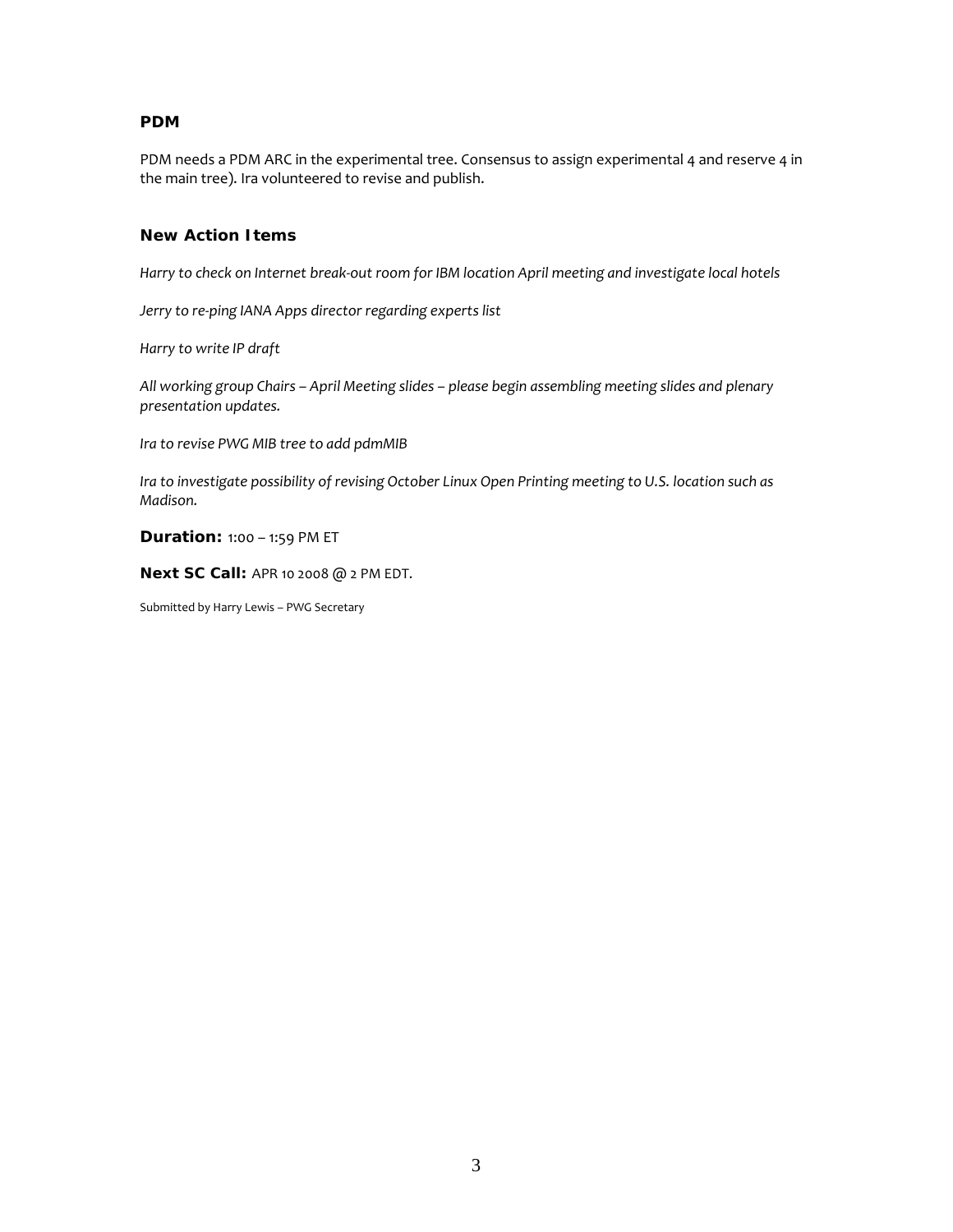### PDM

PDM needs a PDM ARC in the experimental tree. Consensus to assign experimental 4 and reserve 4 in the main tree). Ira volunteered to revise and publish.

### New Action Items

*Harry to check on Internet break-out room for IBM location April meeting and investigate local hotels*

*Jerry to re-ping IANA Apps director regarding experts list*

*Harry to write IP draft*

*All working group Chairs – April Meeting slides – please begin assembling meeting slides and plenary presentation updates.*

*Ira to revise PWG MIB tree to add pdmMIB*

*Ira to investigate possibility of revising October Linux Open Printing meeting to U.S. location such as Madison.*

**Duration:** 1:00 – 1:59 PM ET

**Next SC Call:** APR 10 2008 @ 2 PM EDT.

Submitted by Harry Lewis – PWG Secretary